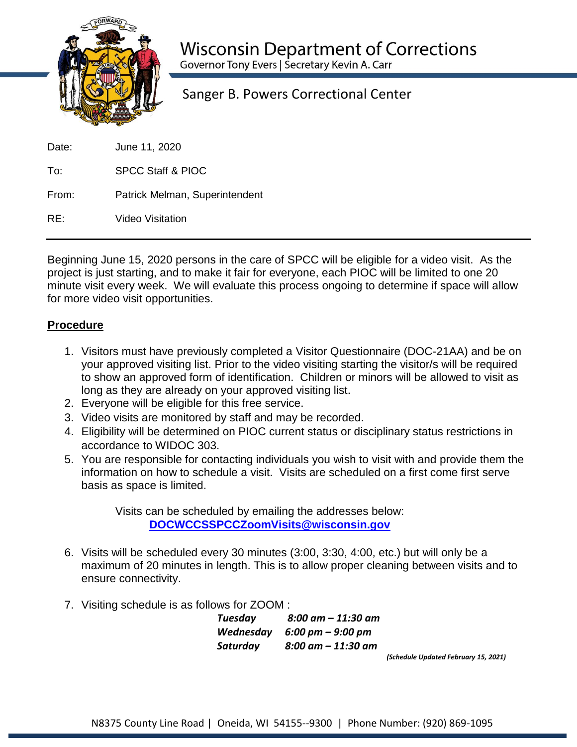# Wisconsin Department of Corrections

Governor Tony Evers | Secretary Kevin A. Carr

## Sanger B. Powers Correctional Center

Date: June 11, 2020

To: SPCC Staff & PIOC

From: Patrick Melman, Superintendent

RE: Video Visitation

---

Beginning June 15, 2020 persons in the care of SPCC will be eligible for a video visit. As the project is just starting, and to make it fair for everyone, each PIOC will be limited to one 20 minute visit every week. We will evaluate this process ongoing to determine if space will allow for more video visit opportunities.

**Procedure**

1. Visitors must have previously completed a Visitor Questionnaire (DOC-21AA) and be on your approved visiting list. Prior to the video visiting starting the visitor/s will be required to show an approved form of identification. Children or minors will be allowed to visit as long as they are already on your approved visiting list.
2. Everyone will be eligible for this free service.
3. Video visits are monitored by staff and may be recorded.
4. Eligibility will be determined on PIOC current status or disciplinary status restrictions in accordance to WIDOC 303.
5. You are responsible for contacting individuals you wish to visit with and provide them the information on how to schedule a visit. Visits are scheduled on a first come first serve basis as space is limited.

   Visits can be scheduled by emailing the addresses below:
   **DOCWCCSSPCCZoomVisits@wisconsin.gov**

6. Visits will be scheduled every 30 minutes (3:00, 3:30, 4:00, etc.) but will only be a maximum of 20 minutes in length. This is to allow proper cleaning between visits and to ensure connectivity.

7. Visiting schedule is as follows for ZOOM :

   ***Tuesday*** ***8:00 am – 11:30 am***
   ***Wednesday*** ***6:00 pm – 9:00 pm***
   ***Saturday*** ***8:00 am – 11:30 am***

   ***(Schedule Updated February 15, 2021)***

N8375 County Line Road | Oneida, WI 54155--9300 | Phone Number: (920) 869-1095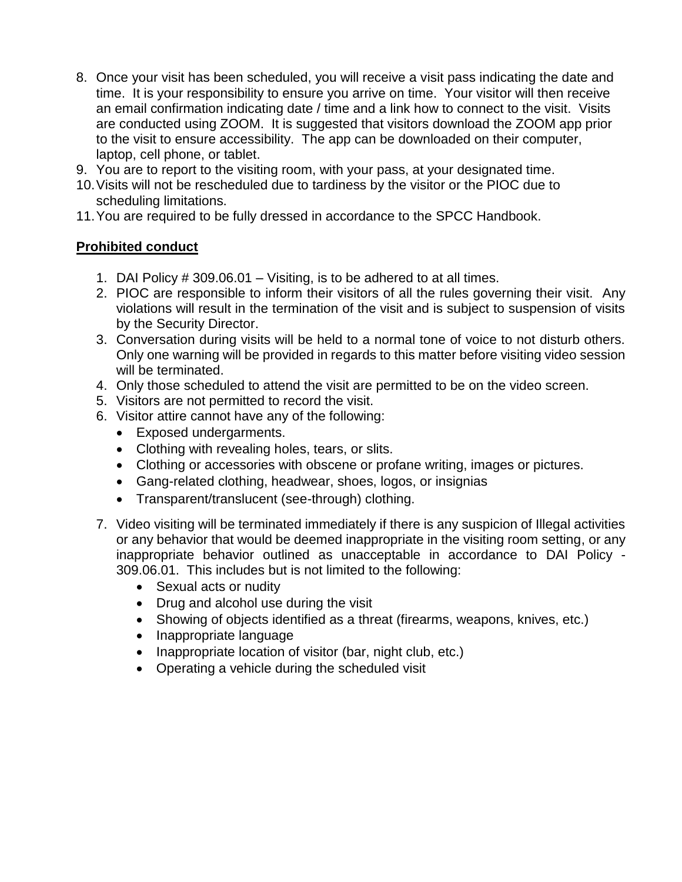8. Once your visit has been scheduled, you will receive a visit pass indicating the date and time. It is your responsibility to ensure you arrive on time. Your visitor will then receive an email confirmation indicating date / time and a link how to connect to the visit. Visits are conducted using ZOOM. It is suggested that visitors download the ZOOM app prior to the visit to ensure accessibility. The app can be downloaded on their computer, laptop, cell phone, or tablet.
9. You are to report to the visiting room, with your pass, at your designated time.
10. Visits will not be rescheduled due to tardiness by the visitor or the PIOC due to scheduling limitations.
11. You are required to be fully dressed in accordance to the SPCC Handbook.

**<u>Prohibited conduct</u>**

1. DAI Policy # 309.06.01 – Visiting, is to be adhered to at all times.
2. PIOC are responsible to inform their visitors of all the rules governing their visit. Any violations will result in the termination of the visit and is subject to suspension of visits by the Security Director.
3. Conversation during visits will be held to a normal tone of voice to not disturb others. Only one warning will be provided in regards to this matter before visiting video session will be terminated.
4. Only those scheduled to attend the visit are permitted to be on the video screen.
5. Visitors are not permitted to record the visit.
6. Visitor attire cannot have any of the following:
   - Exposed undergarments.
   - Clothing with revealing holes, tears, or slits.
   - Clothing or accessories with obscene or profane writing, images or pictures.
   - Gang-related clothing, headwear, shoes, logos, or insignias
   - Transparent/translucent (see-through) clothing.
7. Video visiting will be terminated immediately if there is any suspicion of Illegal activities or any behavior that would be deemed inappropriate in the visiting room setting, or any inappropriate behavior outlined as unacceptable in accordance to DAI Policy - 309.06.01. This includes but is not limited to the following:
   - Sexual acts or nudity
   - Drug and alcohol use during the visit
   - Showing of objects identified as a threat (firearms, weapons, knives, etc.)
   - Inappropriate language
   - Inappropriate location of visitor (bar, night club, etc.)
   - Operating a vehicle during the scheduled visit